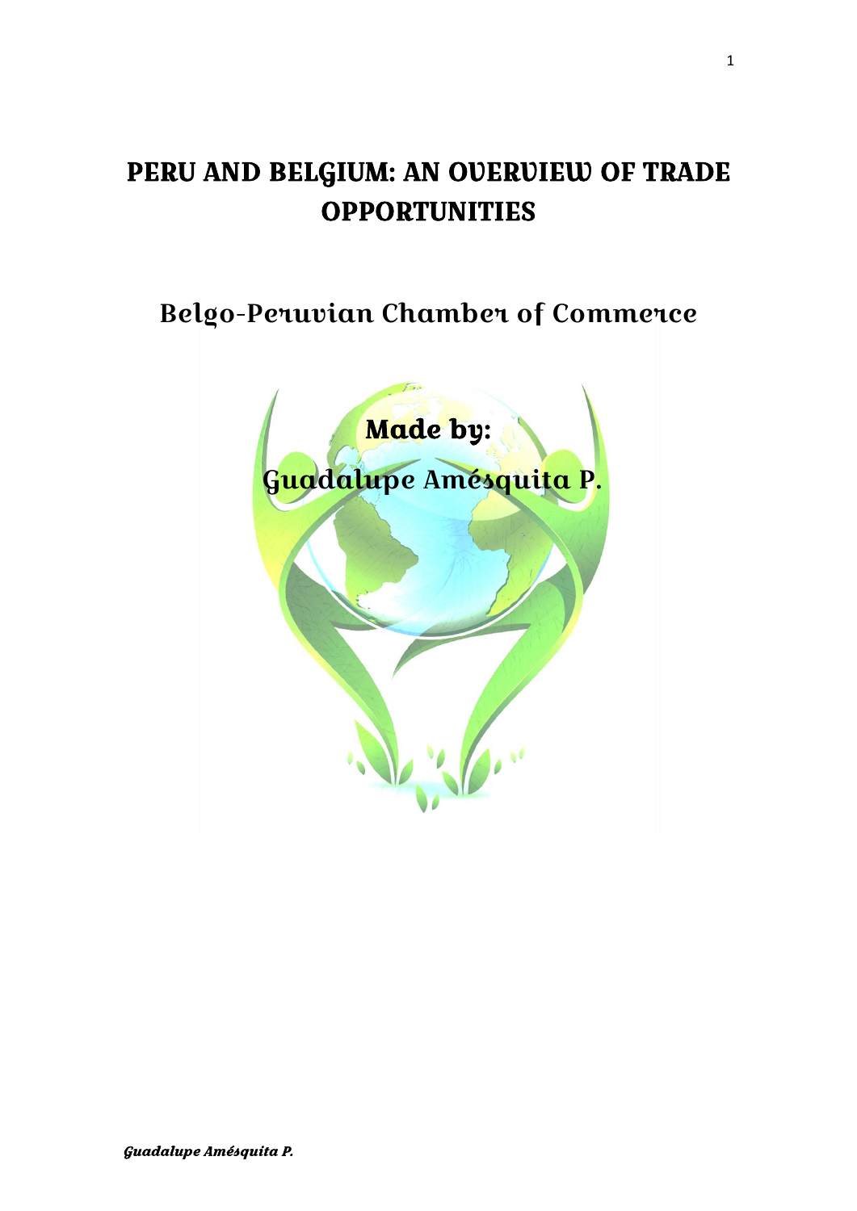# PERU AND BELGIUM: AN OVERVIEW OF TRADE OPPORTUNITIES

## Belgo-Peruvian Chamber of Commerce

**Made by:**

**Guadalupe Amésquita P.**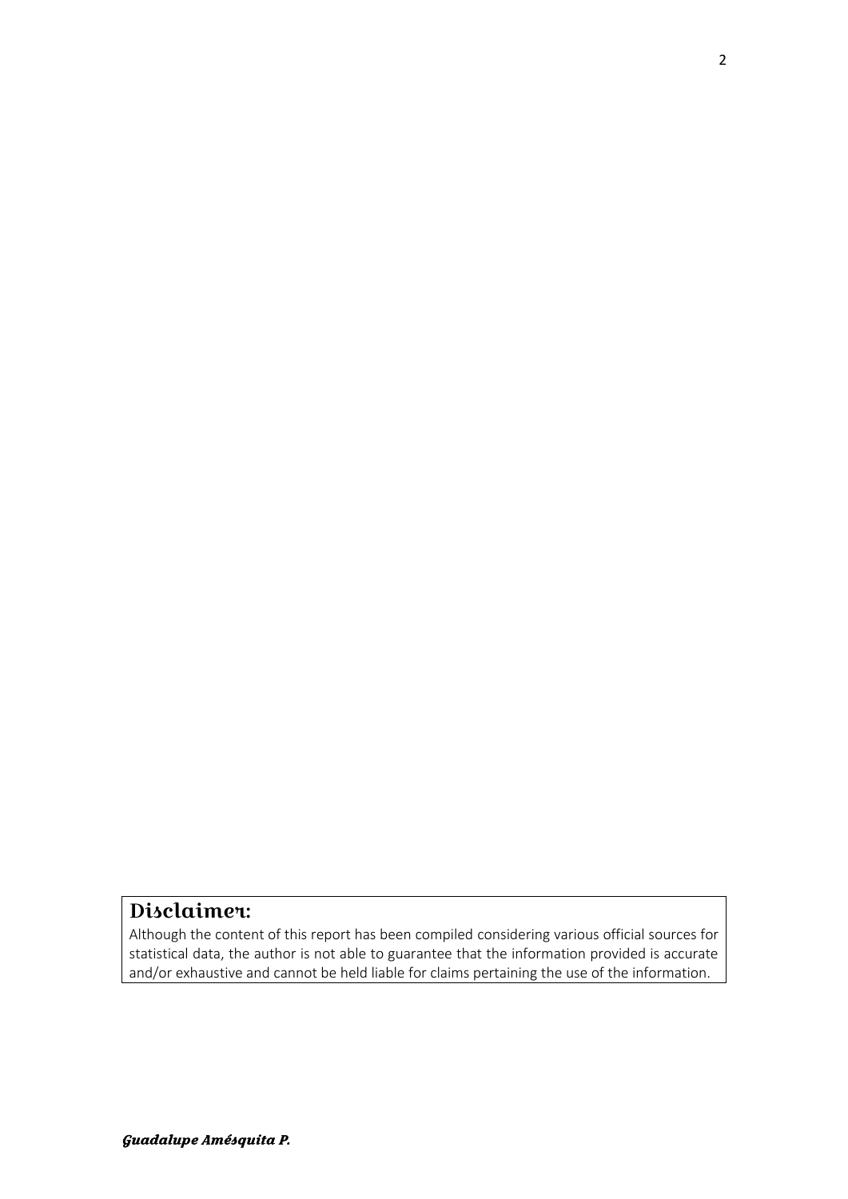## Disclaimer:

Although the content of this report has been compiled considering various official sources for statistical data, the author is not able to guarantee that the information provided is accurate and/or exhaustive and cannot be held liable for claims pertaining the use of the information.

***Guadalupe Amésquita P.***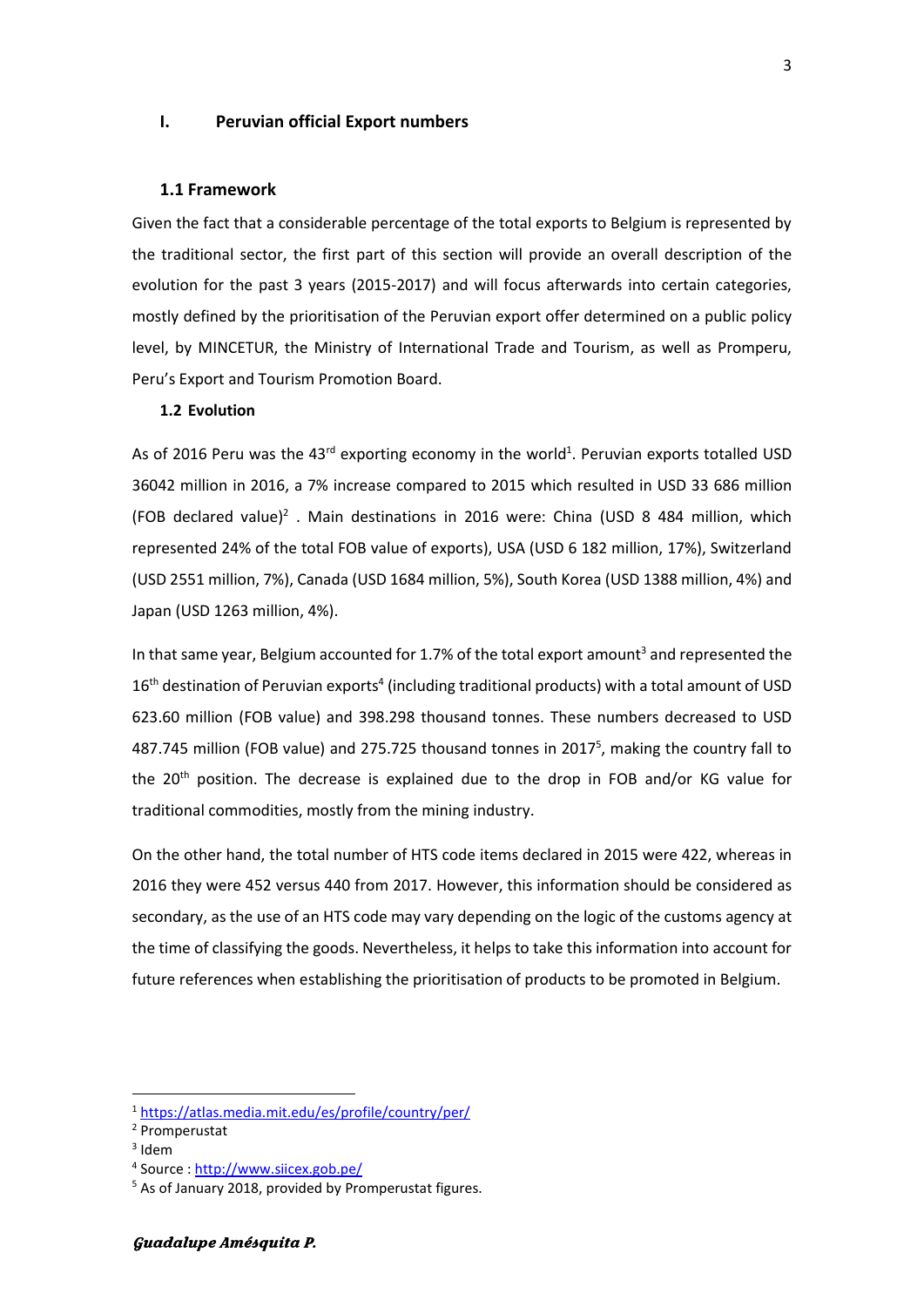# I. Peruvian official Export numbers

## 1.1 Framework

Given the fact that a considerable percentage of the total exports to Belgium is represented by the traditional sector, the first part of this section will provide an overall description of the evolution for the past 3 years (2015-2017) and will focus afterwards into certain categories, mostly defined by the prioritisation of the Peruvian export offer determined on a public policy level, by MINCETUR, the Ministry of International Trade and Tourism, as well as Promperu, Peru's Export and Tourism Promotion Board.

## 1.2 Evolution

As of 2016 Peru was the 43rd exporting economy in the world[1]. Peruvian exports totalled USD 36042 million in 2016, a 7% increase compared to 2015 which resulted in USD 33 686 million (FOB declared value)[2] . Main destinations in 2016 were: China (USD 8 484 million, which represented 24% of the total FOB value of exports), USA (USD 6 182 million, 17%), Switzerland (USD 2551 million, 7%), Canada (USD 1684 million, 5%), South Korea (USD 1388 million, 4%) and Japan (USD 1263 million, 4%).

In that same year, Belgium accounted for 1.7% of the total export amount[3] and represented the 16th destination of Peruvian exports[4] (including traditional products) with a total amount of USD 623.60 million (FOB value) and 398.298 thousand tonnes. These numbers decreased to USD 487.745 million (FOB value) and 275.725 thousand tonnes in 2017[5], making the country fall to the 20th position. The decrease is explained due to the drop in FOB and/or KG value for traditional commodities, mostly from the mining industry.

On the other hand, the total number of HTS code items declared in 2015 were 422, whereas in 2016 they were 452 versus 440 from 2017. However, this information should be considered as secondary, as the use of an HTS code may vary depending on the logic of the customs agency at the time of classifying the goods. Nevertheless, it helps to take this information into account for future references when establishing the prioritisation of products to be promoted in Belgium.

---

[1] https://atlas.media.mit.edu/es/profile/country/per/

[2] Promperustat

[3] Idem

[4] Source : http://www.siicex.gob.pe/

[5] As of January 2018, provided by Promperustat figures.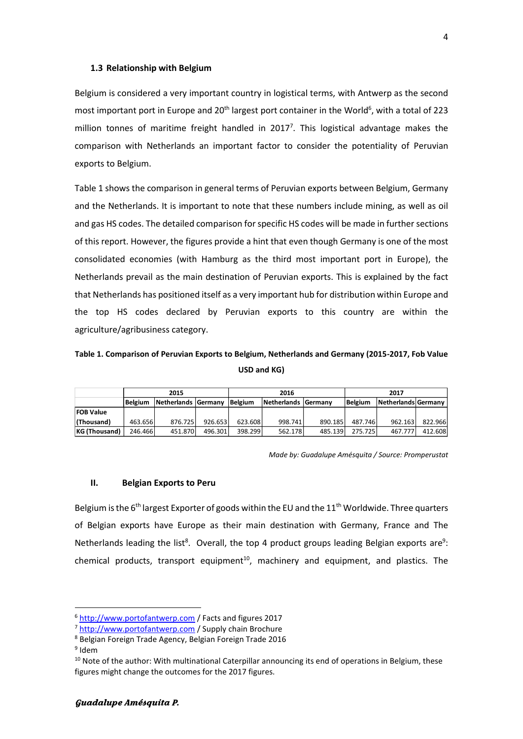### 1.3 Relationship with Belgium

Belgium is considered a very important country in logistical terms, with Antwerp as the second most important port in Europe and 20th largest port container in the World[6], with a total of 223 million tonnes of maritime freight handled in 2017[7]. This logistical advantage makes the comparison with Netherlands an important factor to consider the potentiality of Peruvian exports to Belgium.

Table 1 shows the comparison in general terms of Peruvian exports between Belgium, Germany and the Netherlands. It is important to note that these numbers include mining, as well as oil and gas HS codes. The detailed comparison for specific HS codes will be made in further sections of this report. However, the figures provide a hint that even though Germany is one of the most consolidated economies (with Hamburg as the third most important port in Europe), the Netherlands prevail as the main destination of Peruvian exports. This is explained by the fact that Netherlands has positioned itself as a very important hub for distribution within Europe and the top HS codes declared by Peruvian exports to this country are within the agriculture/agribusiness category.

**Table 1. Comparison of Peruvian Exports to Belgium, Netherlands and Germany (2015-2017, Fob Value USD and KG)**

| | 2015 | | | 2016 | | | 2017 | | |
|---|---|---|---|---|---|---|---|---|---|
| | Belgium | Netherlands | Germany | Belgium | Netherlands | Germany | Belgium | Netherlands | Germany |
| **FOB Value (Thousand)** | 463.656 | 876.725 | 926.653 | 623.608 | 998.741 | 890.185 | 487.746 | 962.163 | 822.966 |
| **KG (Thousand)** | 246.466 | 451.870 | 496.301 | 398.299 | 562.178 | 485.139 | 275.725 | 467.777 | 412.608 |

*Made by: Guadalupe Amésquita / Source: Promperustat*

## II. Belgian Exports to Peru

Belgium is the 6th largest Exporter of goods within the EU and the 11th Worldwide. Three quarters of Belgian exports have Europe as their main destination with Germany, France and The Netherlands leading the list[8]. Overall, the top 4 product groups leading Belgian exports are[9]: chemical products, transport equipment[10], machinery and equipment, and plastics. The

[6] http://www.portofantwerp.com / Facts and figures 2017

[7] http://www.portofantwerp.com / Supply chain Brochure

[8] Belgian Foreign Trade Agency, Belgian Foreign Trade 2016

[9] Idem

[10] Note of the author: With multinational Caterpillar announcing its end of operations in Belgium, these figures might change the outcomes for the 2017 figures.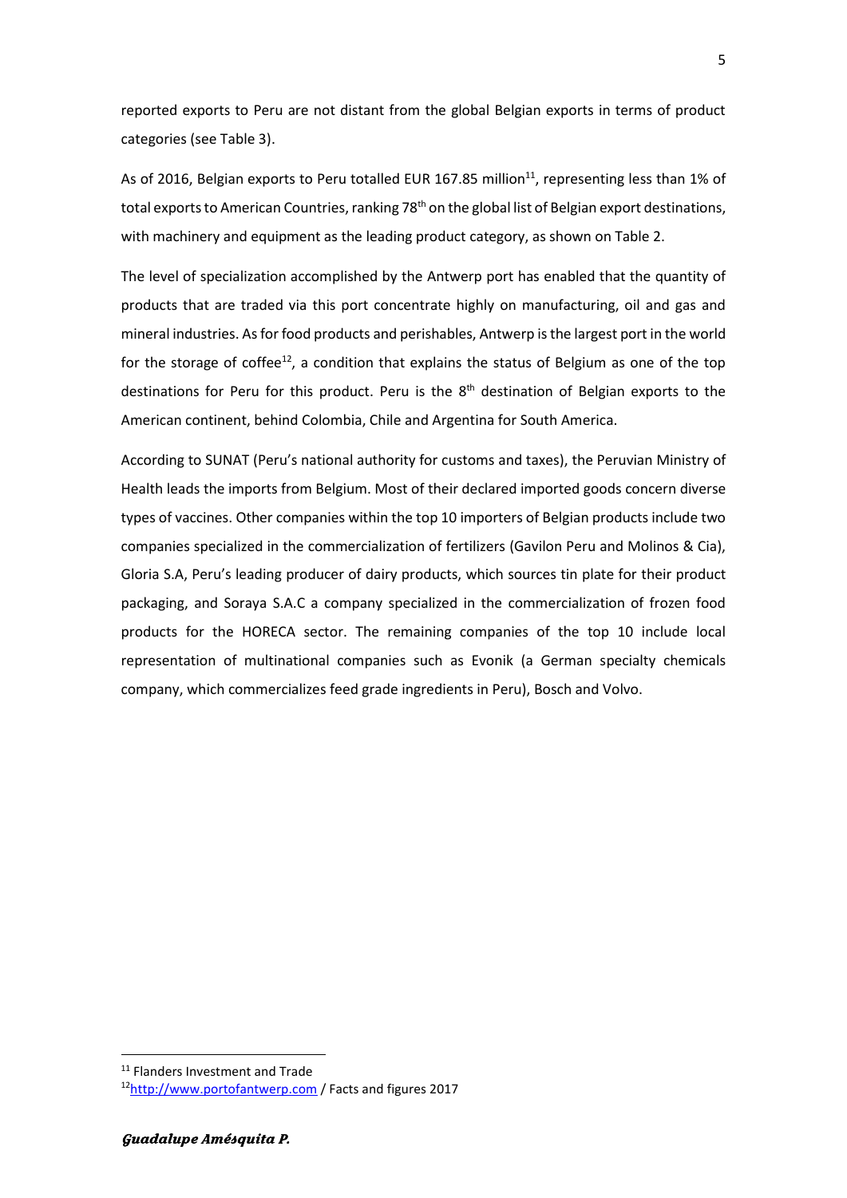reported exports to Peru are not distant from the global Belgian exports in terms of product categories (see Table 3).

As of 2016, Belgian exports to Peru totalled EUR 167.85 million[11], representing less than 1% of total exports to American Countries, ranking 78th on the global list of Belgian export destinations, with machinery and equipment as the leading product category, as shown on Table 2.

The level of specialization accomplished by the Antwerp port has enabled that the quantity of products that are traded via this port concentrate highly on manufacturing, oil and gas and mineral industries. As for food products and perishables, Antwerp is the largest port in the world for the storage of coffee[12], a condition that explains the status of Belgium as one of the top destinations for Peru for this product. Peru is the 8th destination of Belgian exports to the American continent, behind Colombia, Chile and Argentina for South America.

According to SUNAT (Peru's national authority for customs and taxes), the Peruvian Ministry of Health leads the imports from Belgium. Most of their declared imported goods concern diverse types of vaccines. Other companies within the top 10 importers of Belgian products include two companies specialized in the commercialization of fertilizers (Gavilon Peru and Molinos & Cia), Gloria S.A, Peru's leading producer of dairy products, which sources tin plate for their product packaging, and Soraya S.A.C a company specialized in the commercialization of frozen food products for the HORECA sector. The remaining companies of the top 10 include local representation of multinational companies such as Evonik (a German specialty chemicals company, which commercializes feed grade ingredients in Peru), Bosch and Volvo.

[11] Flanders Investment and Trade

[12] http://www.portofantwerp.com / Facts and figures 2017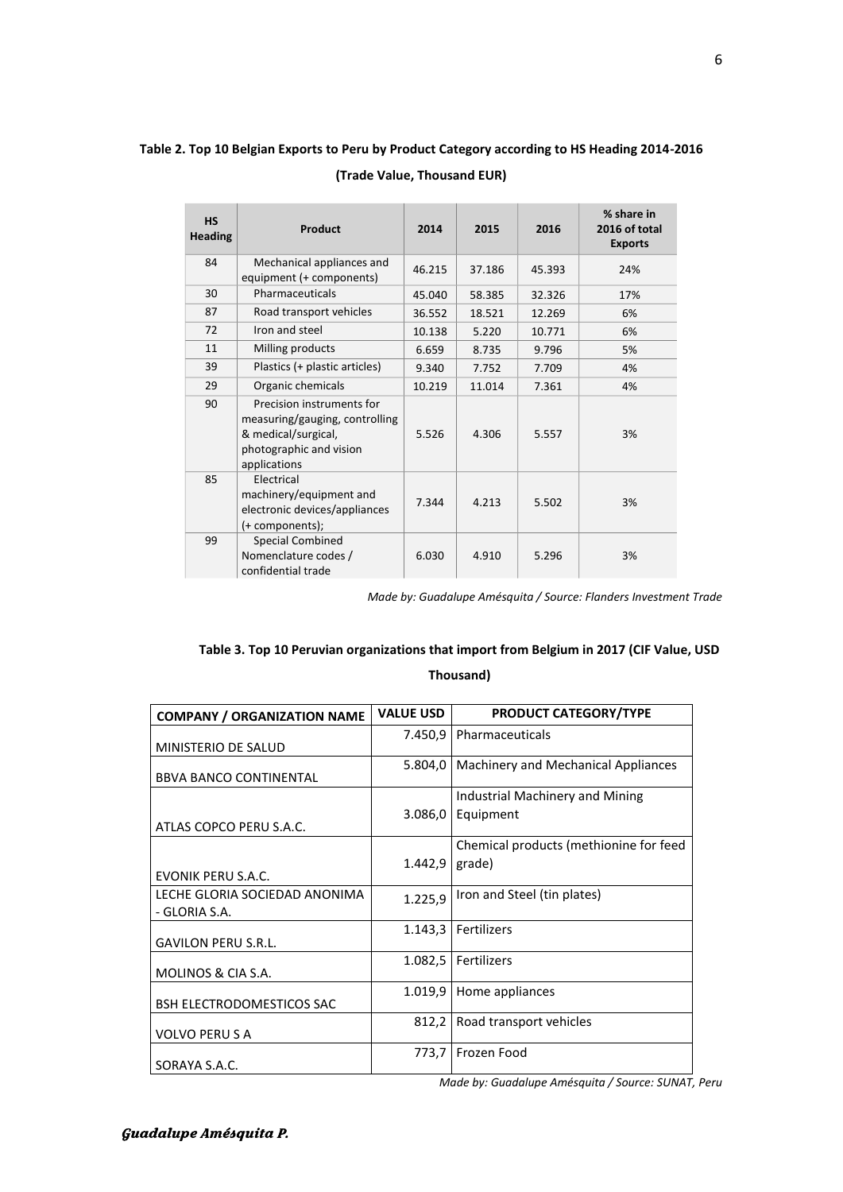**Table 2. Top 10 Belgian Exports to Peru by Product Category according to HS Heading 2014-2016 (Trade Value, Thousand EUR)**

| HS Heading | Product | 2014 | 2015 | 2016 | % share in 2016 of total Exports |
|---|---|---|---|---|---|
| 84 | Mechanical appliances and equipment (+ components) | 46.215 | 37.186 | 45.393 | 24% |
| 30 | Pharmaceuticals | 45.040 | 58.385 | 32.326 | 17% |
| 87 | Road transport vehicles | 36.552 | 18.521 | 12.269 | 6% |
| 72 | Iron and steel | 10.138 | 5.220 | 10.771 | 6% |
| 11 | Milling products | 6.659 | 8.735 | 9.796 | 5% |
| 39 | Plastics (+ plastic articles) | 9.340 | 7.752 | 7.709 | 4% |
| 29 | Organic chemicals | 10.219 | 11.014 | 7.361 | 4% |
| 90 | Precision instruments for measuring/gauging, controlling & medical/surgical, photographic and vision applications | 5.526 | 4.306 | 5.557 | 3% |
| 85 | Electrical machinery/equipment and electronic devices/appliances (+ components); | 7.344 | 4.213 | 5.502 | 3% |
| 99 | Special Combined Nomenclature codes / confidential trade | 6.030 | 4.910 | 5.296 | 3% |

*Made by: Guadalupe Amésquita / Source: Flanders Investment Trade*

**Table 3. Top 10 Peruvian organizations that import from Belgium in 2017 (CIF Value, USD Thousand)**

| COMPANY / ORGANIZATION NAME | VALUE USD | PRODUCT CATEGORY/TYPE |
|---|---|---|
| MINISTERIO DE SALUD | 7.450,9 | Pharmaceuticals |
| BBVA BANCO CONTINENTAL | 5.804,0 | Machinery and Mechanical Appliances |
| ATLAS COPCO PERU S.A.C. | 3.086,0 | Industrial Machinery and Mining Equipment |
| EVONIK PERU S.A.C. | 1.442,9 | Chemical products (methionine for feed grade) |
| LECHE GLORIA SOCIEDAD ANONIMA - GLORIA S.A. | 1.225,9 | Iron and Steel (tin plates) |
| GAVILON PERU S.R.L. | 1.143,3 | Fertilizers |
| MOLINOS & CIA S.A. | 1.082,5 | Fertilizers |
| BSH ELECTRODOMESTICOS SAC | 1.019,9 | Home appliances |
| VOLVO PERU S A | 812,2 | Road transport vehicles |
| SORAYA S.A.C. | 773,7 | Frozen Food |

*Made by: Guadalupe Amésquita / Source: SUNAT, Peru*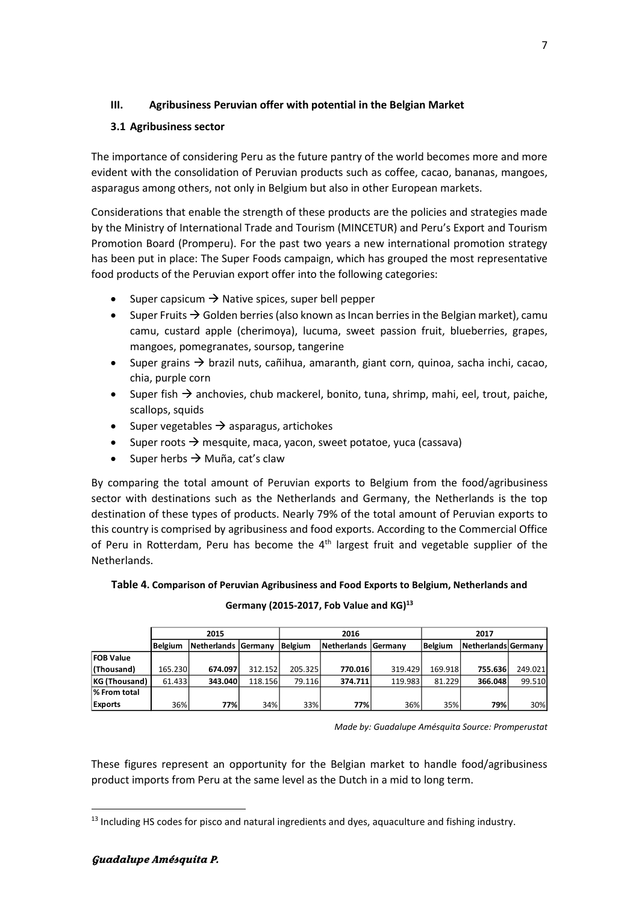### III. Agribusiness Peruvian offer with potential in the Belgian Market

#### 3.1 Agribusiness sector

The importance of considering Peru as the future pantry of the world becomes more and more evident with the consolidation of Peruvian products such as coffee, cacao, bananas, mangoes, asparagus among others, not only in Belgium but also in other European markets.

Considerations that enable the strength of these products are the policies and strategies made by the Ministry of International Trade and Tourism (MINCETUR) and Peru's Export and Tourism Promotion Board (Promperu). For the past two years a new international promotion strategy has been put in place: The Super Foods campaign, which has grouped the most representative food products of the Peruvian export offer into the following categories:

- Super capsicum → Native spices, super bell pepper
- Super Fruits → Golden berries (also known as Incan berries in the Belgian market), camu camu, custard apple (cherimoya), lucuma, sweet passion fruit, blueberries, grapes, mangoes, pomegranates, soursop, tangerine
- Super grains → brazil nuts, cañihua, amaranth, giant corn, quinoa, sacha inchi, cacao, chia, purple corn
- Super fish → anchovies, chub mackerel, bonito, tuna, shrimp, mahi, eel, trout, paiche, scallops, squids
- Super vegetables → asparagus, artichokes
- Super roots → mesquite, maca, yacon, sweet potatoe, yuca (cassava)
- Super herbs → Muña, cat's claw

By comparing the total amount of Peruvian exports to Belgium from the food/agribusiness sector with destinations such as the Netherlands and Germany, the Netherlands is the top destination of these types of products. Nearly 79% of the total amount of Peruvian exports to this country is comprised by agribusiness and food exports. According to the Commercial Office of Peru in Rotterdam, Peru has become the 4th largest fruit and vegetable supplier of the Netherlands.

**Table 4. Comparison of Peruvian Agribusiness and Food Exports to Belgium, Netherlands and Germany (2015-2017, Fob Value and KG)[13]**

| | 2015 | | | 2016 | | | 2017 | | |
|---|---|---|---|---|---|---|---|---|---|
| | **Belgium** | **Netherlands** | **Germany** | **Belgium** | **Netherlands** | **Germany** | **Belgium** | **Netherlands** | **Germany** |
| **FOB Value (Thousand)** | 165.230 | **674.097** | 312.152 | 205.325 | **770.016** | 319.429 | 169.918 | **755.636** | 249.021 |
| **KG (Thousand)** | 61.433 | **343.040** | 118.156 | 79.116 | **374.711** | 119.983 | 81.229 | **366.048** | 99.510 |
| **% From total Exports** | 36% | **77%** | 34% | 33% | **77%** | 36% | 35% | **79%** | 30% |

*Made by: Guadalupe Amésquita Source: Promperustat*

These figures represent an opportunity for the Belgian market to handle food/agribusiness product imports from Peru at the same level as the Dutch in a mid to long term.

[13] Including HS codes for pisco and natural ingredients and dyes, aquaculture and fishing industry.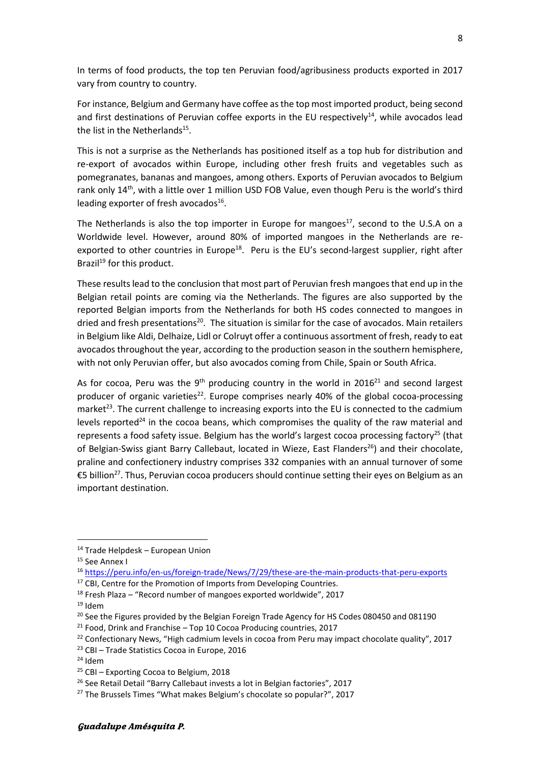In terms of food products, the top ten Peruvian food/agribusiness products exported in 2017 vary from country to country.

For instance, Belgium and Germany have coffee as the top most imported product, being second and first destinations of Peruvian coffee exports in the EU respectively[14], while avocados lead the list in the Netherlands[15].

This is not a surprise as the Netherlands has positioned itself as a top hub for distribution and re-export of avocados within Europe, including other fresh fruits and vegetables such as pomegranates, bananas and mangoes, among others. Exports of Peruvian avocados to Belgium rank only 14th, with a little over 1 million USD FOB Value, even though Peru is the world's third leading exporter of fresh avocados[16].

The Netherlands is also the top importer in Europe for mangoes[17], second to the U.S.A on a Worldwide level. However, around 80% of imported mangoes in the Netherlands are re-exported to other countries in Europe[18]. Peru is the EU's second-largest supplier, right after Brazil[19] for this product.

These results lead to the conclusion that most part of Peruvian fresh mangoes that end up in the Belgian retail points are coming via the Netherlands. The figures are also supported by the reported Belgian imports from the Netherlands for both HS codes connected to mangoes in dried and fresh presentations[20]. The situation is similar for the case of avocados. Main retailers in Belgium like Aldi, Delhaize, Lidl or Colruyt offer a continuous assortment of fresh, ready to eat avocados throughout the year, according to the production season in the southern hemisphere, with not only Peruvian offer, but also avocados coming from Chile, Spain or South Africa.

As for cocoa, Peru was the 9th producing country in the world in 2016[21] and second largest producer of organic varieties[22]. Europe comprises nearly 40% of the global cocoa-processing market[23]. The current challenge to increasing exports into the EU is connected to the cadmium levels reported[24] in the cocoa beans, which compromises the quality of the raw material and represents a food safety issue. Belgium has the world's largest cocoa processing factory[25] (that of Belgian-Swiss giant Barry Callebaut, located in Wieze, East Flanders[26]) and their chocolate, praline and confectionery industry comprises 332 companies with an annual turnover of some €5 billion[27]. Thus, Peruvian cocoa producers should continue setting their eyes on Belgium as an important destination.

---

[14] Trade Helpdesk – European Union

[15] See Annex I

[16] https://peru.info/en-us/foreign-trade/News/7/29/these-are-the-main-products-that-peru-exports

[17] CBI, Centre for the Promotion of Imports from Developing Countries.

[18] Fresh Plaza – "Record number of mangoes exported worldwide", 2017

[19] Idem

[20] See the Figures provided by the Belgian Foreign Trade Agency for HS Codes 080450 and 081190

[21] Food, Drink and Franchise – Top 10 Cocoa Producing countries, 2017

[22] Confectionary News, "High cadmium levels in cocoa from Peru may impact chocolate quality", 2017

[23] CBI – Trade Statistics Cocoa in Europe, 2016

[24] Idem

[25] CBI – Exporting Cocoa to Belgium, 2018

[26] See Retail Detail "Barry Callebaut invests a lot in Belgian factories", 2017

[27] The Brussels Times "What makes Belgium's chocolate so popular?", 2017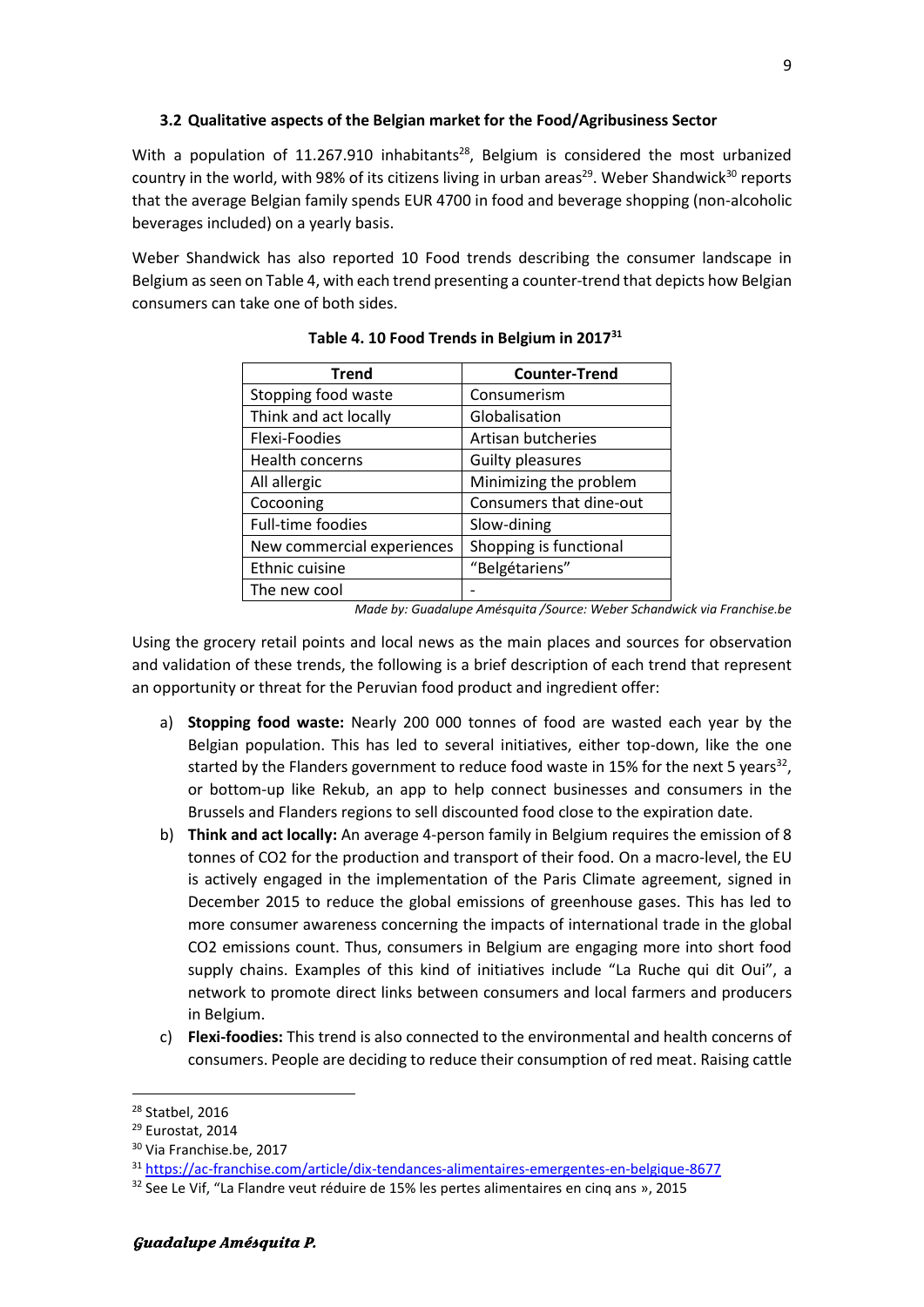### 3.2 Qualitative aspects of the Belgian market for the Food/Agribusiness Sector

With a population of 11.267.910 inhabitants[28], Belgium is considered the most urbanized country in the world, with 98% of its citizens living in urban areas[29]. Weber Shandwick[30] reports that the average Belgian family spends EUR 4700 in food and beverage shopping (non-alcoholic beverages included) on a yearly basis.

Weber Shandwick has also reported 10 Food trends describing the consumer landscape in Belgium as seen on Table 4, with each trend presenting a counter-trend that depicts how Belgian consumers can take one of both sides.

**Table 4. 10 Food Trends in Belgium in 2017[31]**

| Trend | Counter-Trend |
|---|---|
| Stopping food waste | Consumerism |
| Think and act locally | Globalisation |
| Flexi-Foodies | Artisan butcheries |
| Health concerns | Guilty pleasures |
| All allergic | Minimizing the problem |
| Cocooning | Consumers that dine-out |
| Full-time foodies | Slow-dining |
| New commercial experiences | Shopping is functional |
| Ethnic cuisine | "Belgétariens" |
| The new cool | - |

*Made by: Guadalupe Amésquita /Source: Weber Schandwick via Franchise.be*

Using the grocery retail points and local news as the main places and sources for observation and validation of these trends, the following is a brief description of each trend that represent an opportunity or threat for the Peruvian food product and ingredient offer:

a) **Stopping food waste:** Nearly 200 000 tonnes of food are wasted each year by the Belgian population. This has led to several initiatives, either top-down, like the one started by the Flanders government to reduce food waste in 15% for the next 5 years[32], or bottom-up like Rekub, an app to help connect businesses and consumers in the Brussels and Flanders regions to sell discounted food close to the expiration date.

b) **Think and act locally:** An average 4-person family in Belgium requires the emission of 8 tonnes of CO2 for the production and transport of their food. On a macro-level, the EU is actively engaged in the implementation of the Paris Climate agreement, signed in December 2015 to reduce the global emissions of greenhouse gases. This has led to more consumer awareness concerning the impacts of international trade in the global CO2 emissions count. Thus, consumers in Belgium are engaging more into short food supply chains. Examples of this kind of initiatives include "La Ruche qui dit Oui", a network to promote direct links between consumers and local farmers and producers in Belgium.

c) **Flexi-foodies:** This trend is also connected to the environmental and health concerns of consumers. People are deciding to reduce their consumption of red meat. Raising cattle

---

[28] Statbel, 2016

[29] Eurostat, 2014

[30] Via Franchise.be, 2017

[31] https://ac-franchise.com/article/dix-tendances-alimentaires-emergentes-en-belgique-8677

[32] See Le Vif, "La Flandre veut réduire de 15% les pertes alimentaires en cinq ans », 2015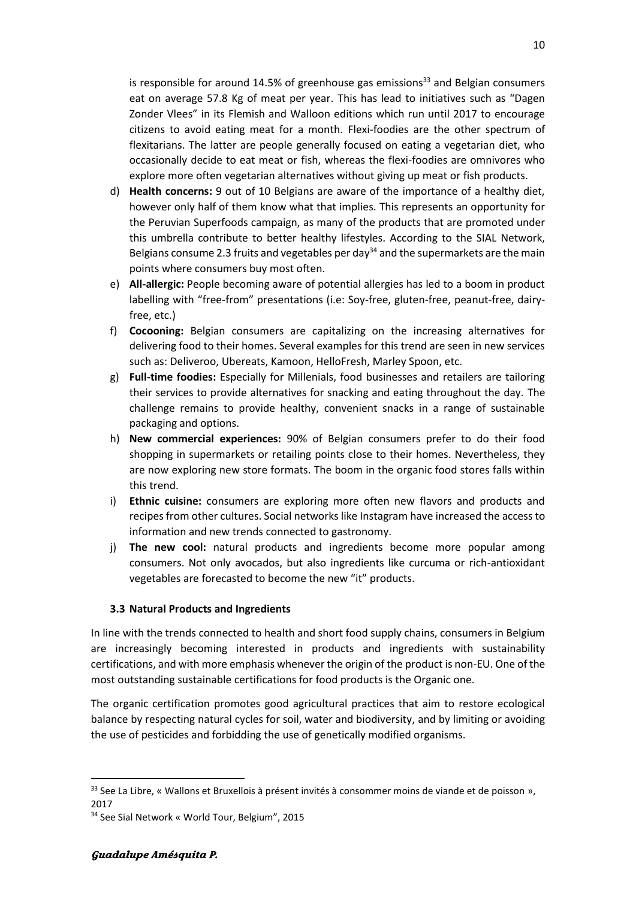is responsible for around 14.5% of greenhouse gas emissions[33] and Belgian consumers eat on average 57.8 Kg of meat per year. This has lead to initiatives such as "Dagen Zonder Vlees" in its Flemish and Walloon editions which run until 2017 to encourage citizens to avoid eating meat for a month. Flexi-foodies are the other spectrum of flexitarians. The latter are people generally focused on eating a vegetarian diet, who occasionally decide to eat meat or fish, whereas the flexi-foodies are omnivores who explore more often vegetarian alternatives without giving up meat or fish products.

d) **Health concerns:** 9 out of 10 Belgians are aware of the importance of a healthy diet, however only half of them know what that implies. This represents an opportunity for the Peruvian Superfoods campaign, as many of the products that are promoted under this umbrella contribute to better healthy lifestyles. According to the SIAL Network, Belgians consume 2.3 fruits and vegetables per day[34] and the supermarkets are the main points where consumers buy most often.

e) **All-allergic:** People becoming aware of potential allergies has led to a boom in product labelling with "free-from" presentations (i.e: Soy-free, gluten-free, peanut-free, dairy-free, etc.)

f) **Cocooning:** Belgian consumers are capitalizing on the increasing alternatives for delivering food to their homes. Several examples for this trend are seen in new services such as: Deliveroo, Ubereats, Kamoon, HelloFresh, Marley Spoon, etc.

g) **Full-time foodies:** Especially for Millenials, food businesses and retailers are tailoring their services to provide alternatives for snacking and eating throughout the day. The challenge remains to provide healthy, convenient snacks in a range of sustainable packaging and options.

h) **New commercial experiences:** 90% of Belgian consumers prefer to do their food shopping in supermarkets or retailing points close to their homes. Nevertheless, they are now exploring new store formats. The boom in the organic food stores falls within this trend.

i) **Ethnic cuisine:** consumers are exploring more often new flavors and products and recipes from other cultures. Social networks like Instagram have increased the access to information and new trends connected to gastronomy.

j) **The new cool:** natural products and ingredients become more popular among consumers. Not only avocados, but also ingredients like curcuma or rich-antioxidant vegetables are forecasted to become the new "it" products.

### 3.3 Natural Products and Ingredients

In line with the trends connected to health and short food supply chains, consumers in Belgium are increasingly becoming interested in products and ingredients with sustainability certifications, and with more emphasis whenever the origin of the product is non-EU. One of the most outstanding sustainable certifications for food products is the Organic one.

The organic certification promotes good agricultural practices that aim to restore ecological balance by respecting natural cycles for soil, water and biodiversity, and by limiting or avoiding the use of pesticides and forbidding the use of genetically modified organisms.

---

[33] See La Libre, « Wallons et Bruxellois à présent invités à consommer moins de viande et de poisson », 2017

[34] See Sial Network « World Tour, Belgium", 2015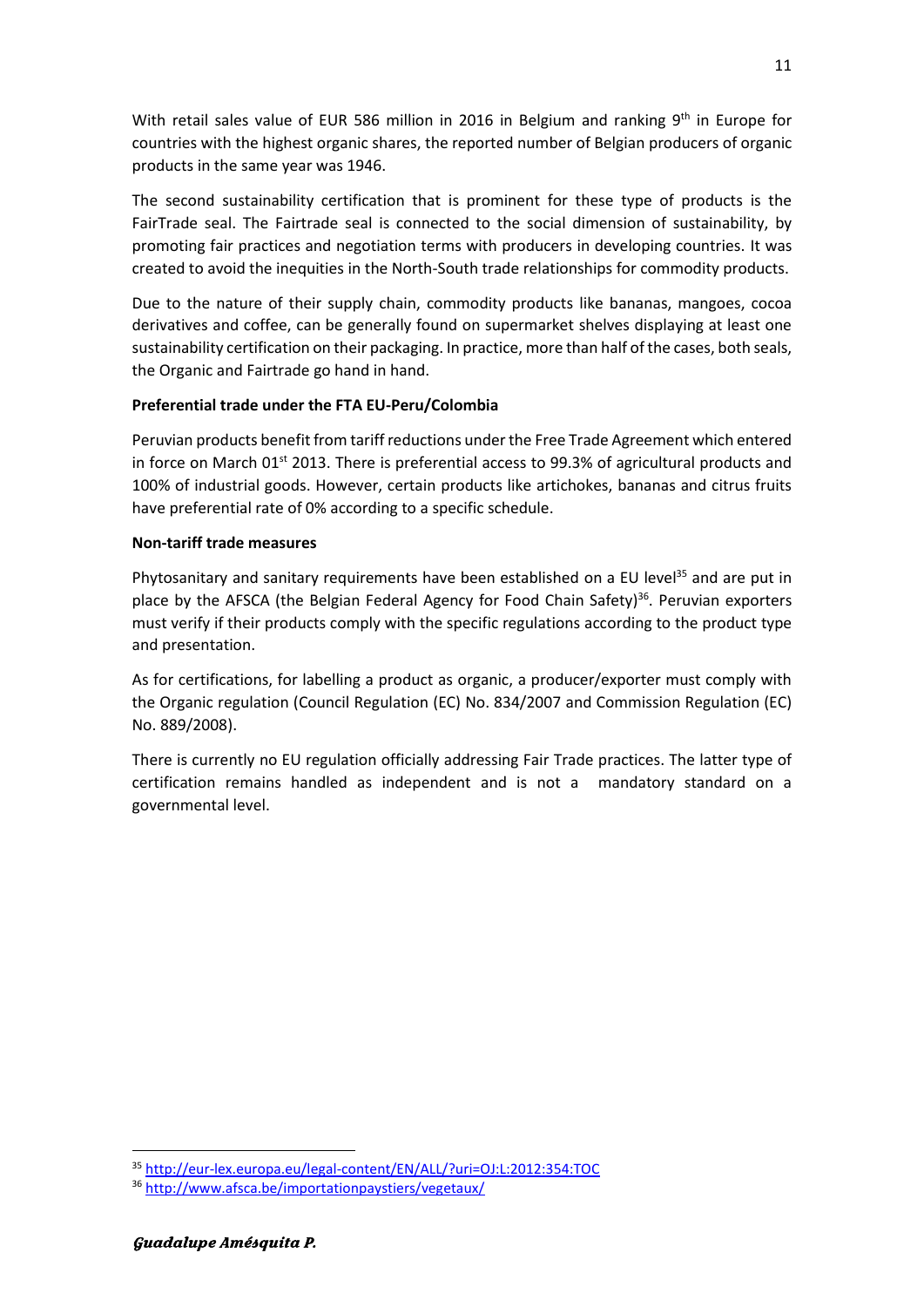With retail sales value of EUR 586 million in 2016 in Belgium and ranking 9th in Europe for countries with the highest organic shares, the reported number of Belgian producers of organic products in the same year was 1946.

The second sustainability certification that is prominent for these type of products is the FairTrade seal. The Fairtrade seal is connected to the social dimension of sustainability, by promoting fair practices and negotiation terms with producers in developing countries. It was created to avoid the inequities in the North-South trade relationships for commodity products.

Due to the nature of their supply chain, commodity products like bananas, mangoes, cocoa derivatives and coffee, can be generally found on supermarket shelves displaying at least one sustainability certification on their packaging. In practice, more than half of the cases, both seals, the Organic and Fairtrade go hand in hand.

**Preferential trade under the FTA EU-Peru/Colombia**

Peruvian products benefit from tariff reductions under the Free Trade Agreement which entered in force on March 01st 2013. There is preferential access to 99.3% of agricultural products and 100% of industrial goods. However, certain products like artichokes, bananas and citrus fruits have preferential rate of 0% according to a specific schedule.

**Non-tariff trade measures**

Phytosanitary and sanitary requirements have been established on a EU level[35] and are put in place by the AFSCA (the Belgian Federal Agency for Food Chain Safety)[36]. Peruvian exporters must verify if their products comply with the specific regulations according to the product type and presentation.

As for certifications, for labelling a product as organic, a producer/exporter must comply with the Organic regulation (Council Regulation (EC) No. 834/2007 and Commission Regulation (EC) No. 889/2008).

There is currently no EU regulation officially addressing Fair Trade practices. The latter type of certification remains handled as independent and is not a mandatory standard on a governmental level.

---

[35] http://eur-lex.europa.eu/legal-content/EN/ALL/?uri=OJ:L:2012:354:TOC

[36] http://www.afsca.be/importationpaystiers/vegetaux/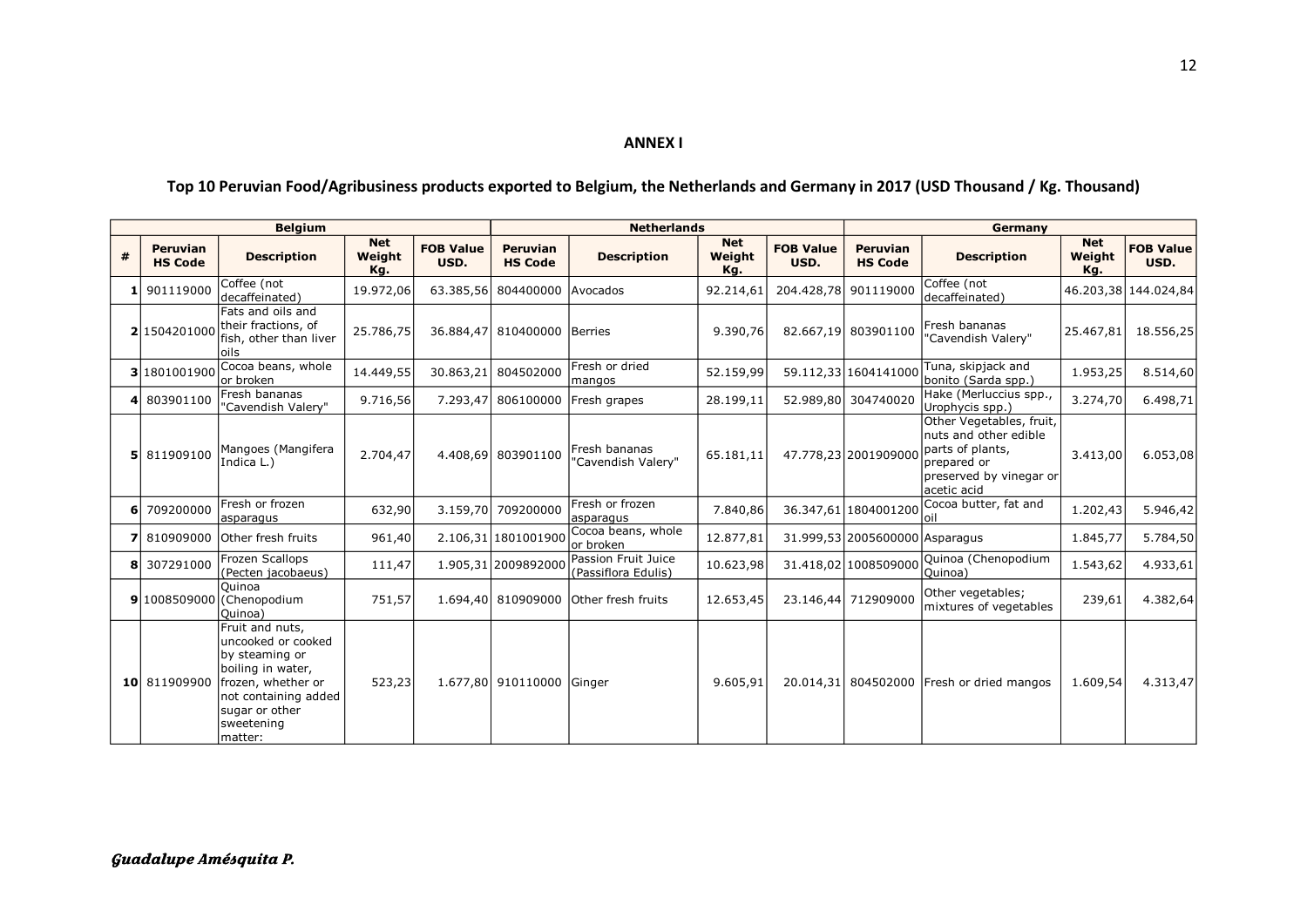**ANNEX I**

**Top 10 Peruvian Food/Agribusiness products exported to Belgium, the Netherlands and Germany in 2017 (USD Thousand / Kg. Thousand)**

| | Belgium | | | | Netherlands | | | | Germany | | | |
|---|---|---|---|---|---|---|---|---|---|---|---|---|
| # | Peruvian HS Code | Description | Net Weight Kg. | FOB Value USD. | Peruvian HS Code | Description | Net Weight Kg. | FOB Value USD. | Peruvian HS Code | Description | Net Weight Kg. | FOB Value USD. |
| 1 | 901119000 | Coffee (not decaffeinated) | 19.972,06 | 63.385,56 | 804400000 | Avocados | 92.214,61 | 204.428,78 | 901119000 | Coffee (not decaffeinated) | 46.203,38 | 144.024,84 |
| 2 | 1504201000 | Fats and oils and their fractions, of fish, other than liver oils | 25.786,75 | 36.884,47 | 810400000 | Berries | 9.390,76 | 82.667,19 | 803901100 | Fresh bananas "Cavendish Valery" | 25.467,81 | 18.556,25 |
| 3 | 1801001900 | Cocoa beans, whole or broken | 14.449,55 | 30.863,21 | 804502000 | Fresh or dried mangos | 52.159,99 | 59.112,33 | 1604141000 | Tuna, skipjack and bonito (Sarda spp.) | 1.953,25 | 8.514,60 |
| 4 | 803901100 | Fresh bananas "Cavendish Valery" | 9.716,56 | 7.293,47 | 806100000 | Fresh grapes | 28.199,11 | 52.989,80 | 304740020 | Hake (Merluccius spp., Urophycis spp.) | 3.274,70 | 6.498,71 |
| 5 | 811909100 | Mangoes (Mangifera Indica L.) | 2.704,47 | 4.408,69 | 803901100 | Fresh bananas "Cavendish Valery" | 65.181,11 | 47.778,23 | 2001909000 | Other Vegetables, fruit, nuts and other edible parts of plants, prepared or preserved by vinegar or acetic acid | 3.413,00 | 6.053,08 |
| 6 | 709200000 | Fresh or frozen asparagus | 632,90 | 3.159,70 | 709200000 | Fresh or frozen asparagus | 7.840,86 | 36.347,61 | 1804001200 | Cocoa butter, fat and oil | 1.202,43 | 5.946,42 |
| 7 | 810909000 | Other fresh fruits | 961,40 | 2.106,31 | 1801001900 | Cocoa beans, whole or broken | 12.877,81 | 31.999,53 | 2005600000 | Asparagus | 1.845,77 | 5.784,50 |
| 8 | 307291000 | Frozen Scallops (Pecten jacobaeus) | 111,47 | 1.905,31 | 2009892000 | Passion Fruit Juice (Passiflora Edulis) | 10.623,98 | 31.418,02 | 1008509000 | Quinoa (Chenopodium Quinoa) | 1.543,62 | 4.933,61 |
| 9 | 1008509000 | Quinoa (Chenopodium Quinoa) | 751,57 | 1.694,40 | 810909000 | Other fresh fruits | 12.653,45 | 23.146,44 | 712909000 | Other vegetables; mixtures of vegetables | 239,61 | 4.382,64 |
| 10 | 811909900 | Fruit and nuts, uncooked or cooked by steaming or boiling in water, frozen, whether or not containing added sugar or other sweetening matter: | 523,23 | 1.677,80 | 910110000 | Ginger | 9.605,91 | 20.014,31 | 804502000 | Fresh or dried mangos | 1.609,54 | 4.313,47 |

*Guadalupe Amésquita P.*